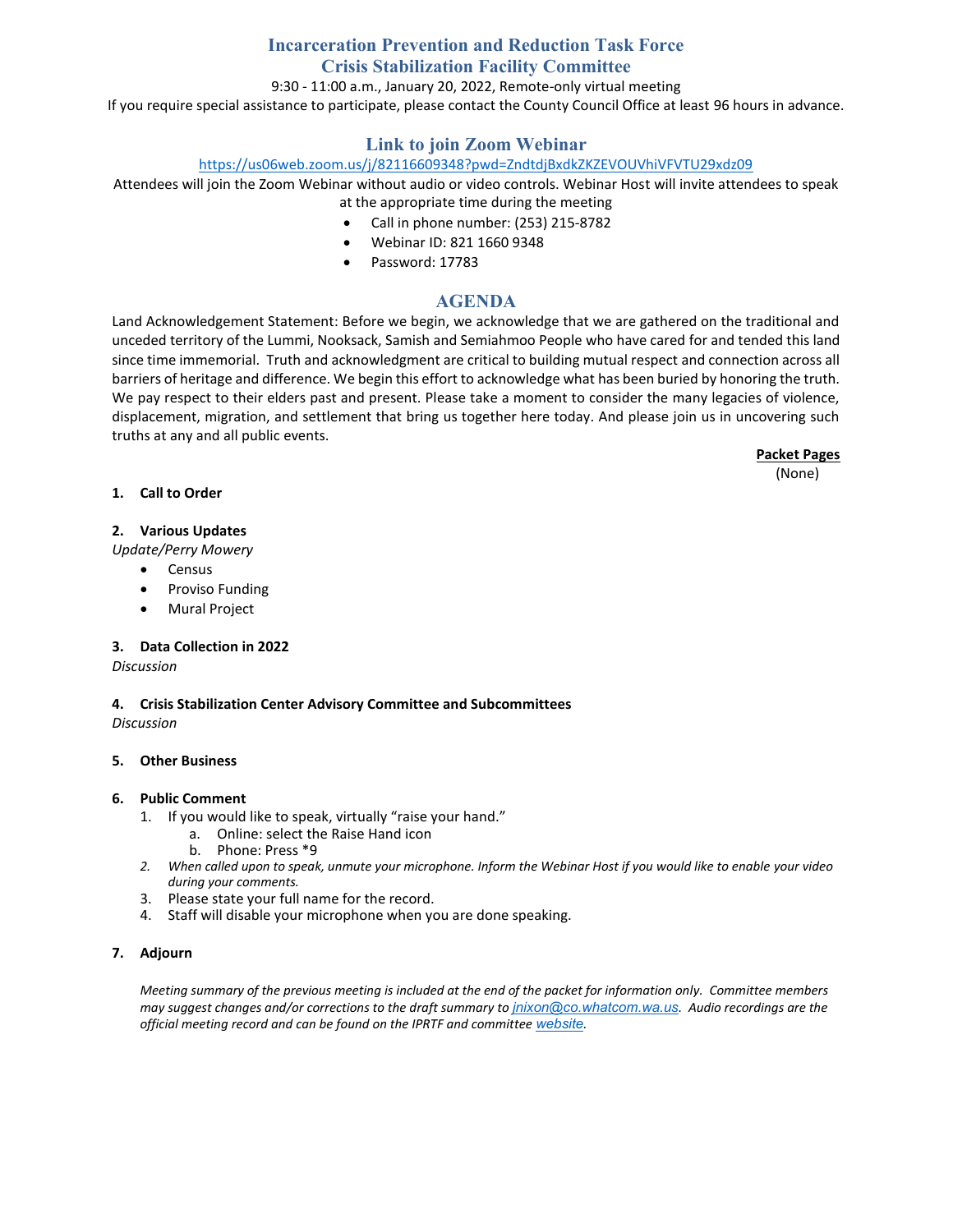# Incarceration Prevention and Reduction Task Force
# Crisis Stabilization Facility Committee

9:30 - 11:00 a.m., January 20, 2022, Remote-only virtual meeting

If you require special assistance to participate, please contact the County Council Office at least 96 hours in advance.

## Link to join Zoom Webinar

https://us06web.zoom.us/j/82116609348?pwd=ZndtdjBxdkZKZEVOUVhiVFVTU29xdz09

Attendees will join the Zoom Webinar without audio or video controls. Webinar Host will invite attendees to speak at the appropriate time during the meeting

- Call in phone number: (253) 215-8782
- Webinar ID: 821 1660 9348
- Password: 17783

## AGENDA

Land Acknowledgement Statement: Before we begin, we acknowledge that we are gathered on the traditional and unceded territory of the Lummi, Nooksack, Samish and Semiahmoo People who have cared for and tended this land since time immemorial. Truth and acknowledgment are critical to building mutual respect and connection across all barriers of heritage and difference. We begin this effort to acknowledge what has been buried by honoring the truth. We pay respect to their elders past and present. Please take a moment to consider the many legacies of violence, displacement, migration, and settlement that bring us together here today. And please join us in uncovering such truths at any and all public events.

**Packet Pages**
(None)

**1. Call to Order**

**2. Various Updates**

*Update/Perry Mowery*

- Census
- Proviso Funding
- Mural Project

**3. Data Collection in 2022**

*Discussion*

**4. Crisis Stabilization Center Advisory Committee and Subcommittees**

*Discussion*

**5. Other Business**

**6. Public Comment**

1. If you would like to speak, virtually "raise your hand."
   a. Online: select the Raise Hand icon
   b. Phone: Press *9
2. *When called upon to speak, unmute your microphone. Inform the Webinar Host if you would like to enable your video during your comments.*
3. Please state your full name for the record.
4. Staff will disable your microphone when you are done speaking.

**7. Adjourn**

*Meeting summary of the previous meeting is included at the end of the packet for information only. Committee members may suggest changes and/or corrections to the draft summary to jnixon@co.whatcom.wa.us. Audio recordings are the official meeting record and can be found on the IPRTF and committee website.*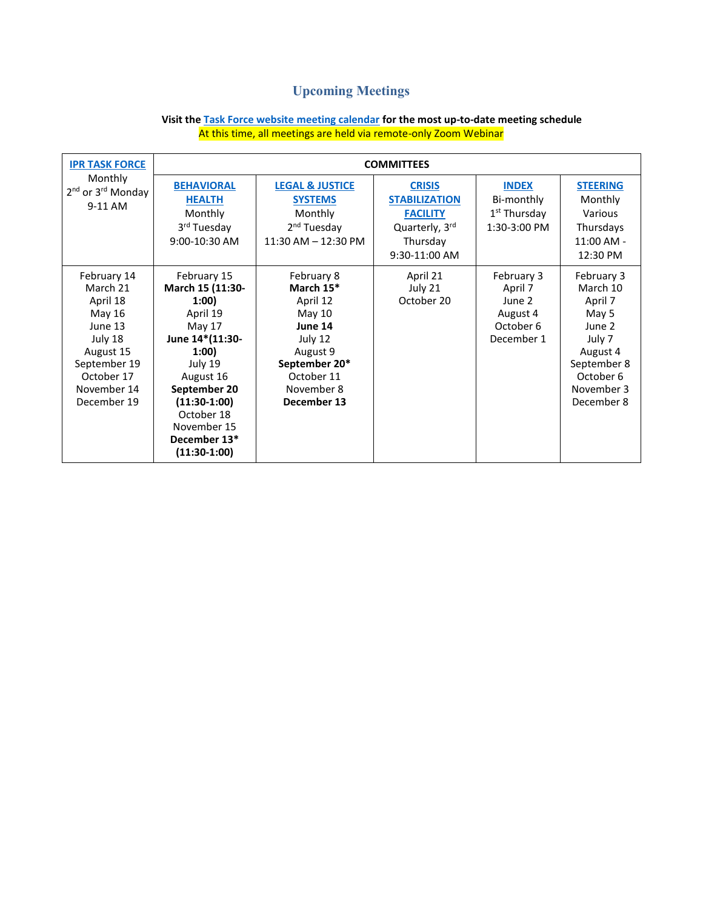## Upcoming Meetings

**Visit the Task Force website meeting calendar for the most up-to-date meeting schedule**

At this time, all meetings are held via remote-only Zoom Webinar

| IPR TASK FORCE | COMMITTEES | | | | |
|---|---|---|---|---|---|
| **IPR TASK FORCE** Monthly 2nd or 3rd Monday 9-11 AM | **BEHAVIORAL HEALTH** Monthly 3rd Tuesday 9:00-10:30 AM | **LEGAL & JUSTICE SYSTEMS** Monthly 2nd Tuesday 11:30 AM – 12:30 PM | **CRISIS STABILIZATION FACILITY** Quarterly, 3rd Thursday 9:30-11:00 AM | **INDEX** Bi-monthly 1st Thursday 1:30-3:00 PM | **STEERING** Monthly Various Thursdays 11:00 AM - 12:30 PM |
| February 14<br>March 21<br>April 18<br>May 16<br>June 13<br>July 18<br>August 15<br>September 19<br>October 17<br>November 14<br>December 19 | February 15<br>**March 15 (11:30-1:00)**<br>April 19<br>May 17<br>**June 14*(11:30-1:00)**<br>July 19<br>August 16<br>**September 20 (11:30-1:00)**<br>October 18<br>November 15<br>**December 13* (11:30-1:00)** | February 8<br>**March 15***<br>April 12<br>May 10<br>**June 14**<br>July 12<br>August 9<br>**September 20***<br>October 11<br>November 8<br>**December 13** | April 21<br>July 21<br>October 20 | February 3<br>April 7<br>June 2<br>August 4<br>October 6<br>December 1 | February 3<br>March 10<br>April 7<br>May 5<br>June 2<br>July 7<br>August 4<br>September 8<br>October 6<br>November 3<br>December 8 |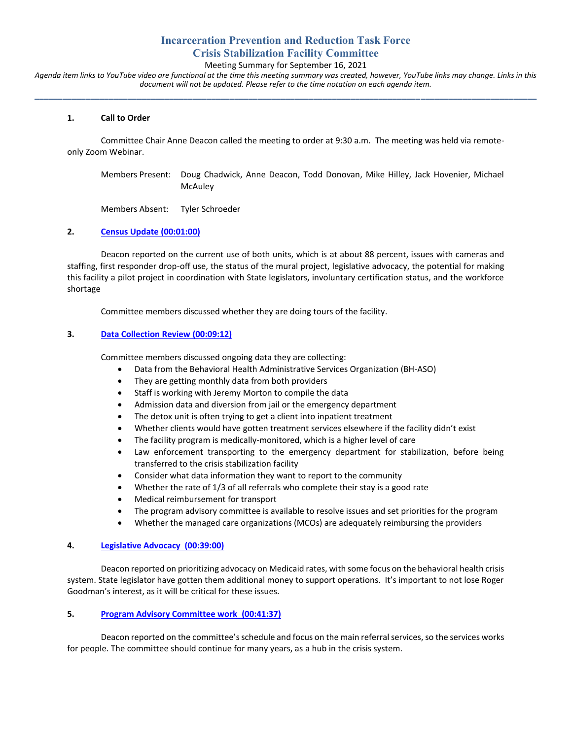# Incarceration Prevention and Reduction Task Force
# Crisis Stabilization Facility Committee

Meeting Summary for September 16, 2021

*Agenda item links to YouTube video are functional at the time this meeting summary was created, however, YouTube links may change. Links in this document will not be updated. Please refer to the time notation on each agenda item.*

---

**1. Call to Order**

Committee Chair Anne Deacon called the meeting to order at 9:30 a.m. The meeting was held via remote-only Zoom Webinar.

Members Present: Doug Chadwick, Anne Deacon, Todd Donovan, Mike Hilley, Jack Hovenier, Michael McAuley

Members Absent: Tyler Schroeder

**2. Census Update (00:01:00)**

Deacon reported on the current use of both units, which is at about 88 percent, issues with cameras and staffing, first responder drop-off use, the status of the mural project, legislative advocacy, the potential for making this facility a pilot project in coordination with State legislators, involuntary certification status, and the workforce shortage

Committee members discussed whether they are doing tours of the facility.

**3. Data Collection Review (00:09:12)**

Committee members discussed ongoing data they are collecting:

- Data from the Behavioral Health Administrative Services Organization (BH-ASO)
- They are getting monthly data from both providers
- Staff is working with Jeremy Morton to compile the data
- Admission data and diversion from jail or the emergency department
- The detox unit is often trying to get a client into inpatient treatment
- Whether clients would have gotten treatment services elsewhere if the facility didn't exist
- The facility program is medically-monitored, which is a higher level of care
- Law enforcement transporting to the emergency department for stabilization, before being transferred to the crisis stabilization facility
- Consider what data information they want to report to the community
- Whether the rate of 1/3 of all referrals who complete their stay is a good rate
- Medical reimbursement for transport
- The program advisory committee is available to resolve issues and set priorities for the program
- Whether the managed care organizations (MCOs) are adequately reimbursing the providers

**4. Legislative Advocacy (00:39:00)**

Deacon reported on prioritizing advocacy on Medicaid rates, with some focus on the behavioral health crisis system. State legislator have gotten them additional money to support operations. It's important to not lose Roger Goodman's interest, as it will be critical for these issues.

**5. Program Advisory Committee work (00:41:37)**

Deacon reported on the committee's schedule and focus on the main referral services, so the services works for people. The committee should continue for many years, as a hub in the crisis system.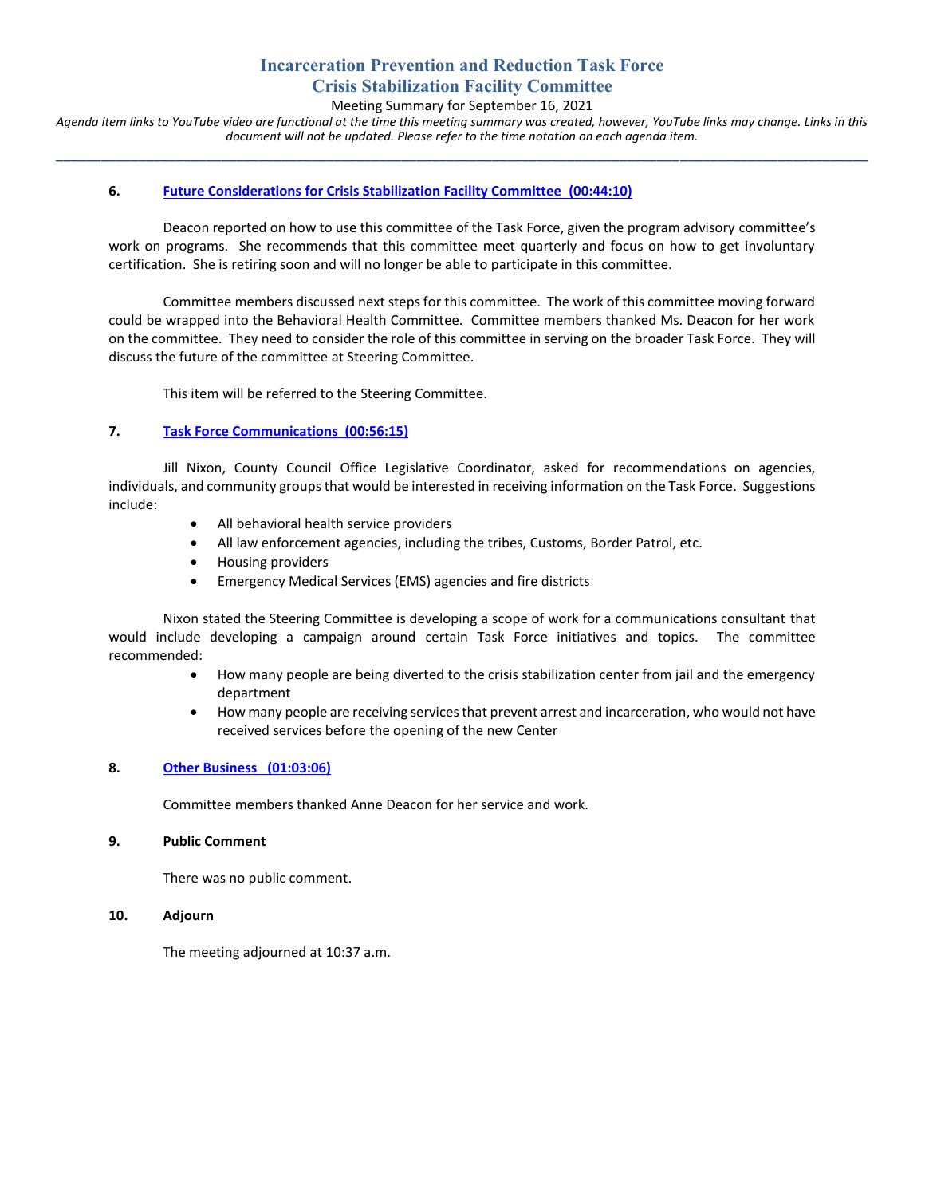# Incarceration Prevention and Reduction Task Force
# Crisis Stabilization Facility Committee

Meeting Summary for September 16, 2021

*Agenda item links to YouTube video are functional at the time this meeting summary was created, however, YouTube links may change. Links in this document will not be updated. Please refer to the time notation on each agenda item.*

---

**6. Future Considerations for Crisis Stabilization Facility Committee (00:44:10)**

Deacon reported on how to use this committee of the Task Force, given the program advisory committee's work on programs. She recommends that this committee meet quarterly and focus on how to get involuntary certification. She is retiring soon and will no longer be able to participate in this committee.

Committee members discussed next steps for this committee. The work of this committee moving forward could be wrapped into the Behavioral Health Committee. Committee members thanked Ms. Deacon for her work on the committee. They need to consider the role of this committee in serving on the broader Task Force. They will discuss the future of the committee at Steering Committee.

This item will be referred to the Steering Committee.

**7. Task Force Communications (00:56:15)**

Jill Nixon, County Council Office Legislative Coordinator, asked for recommendations on agencies, individuals, and community groups that would be interested in receiving information on the Task Force. Suggestions include:

- All behavioral health service providers
- All law enforcement agencies, including the tribes, Customs, Border Patrol, etc.
- Housing providers
- Emergency Medical Services (EMS) agencies and fire districts

Nixon stated the Steering Committee is developing a scope of work for a communications consultant that would include developing a campaign around certain Task Force initiatives and topics. The committee recommended:

- How many people are being diverted to the crisis stabilization center from jail and the emergency department
- How many people are receiving services that prevent arrest and incarceration, who would not have received services before the opening of the new Center

**8. Other Business (01:03:06)**

Committee members thanked Anne Deacon for her service and work.

**9. Public Comment**

There was no public comment.

**10. Adjourn**

The meeting adjourned at 10:37 a.m.